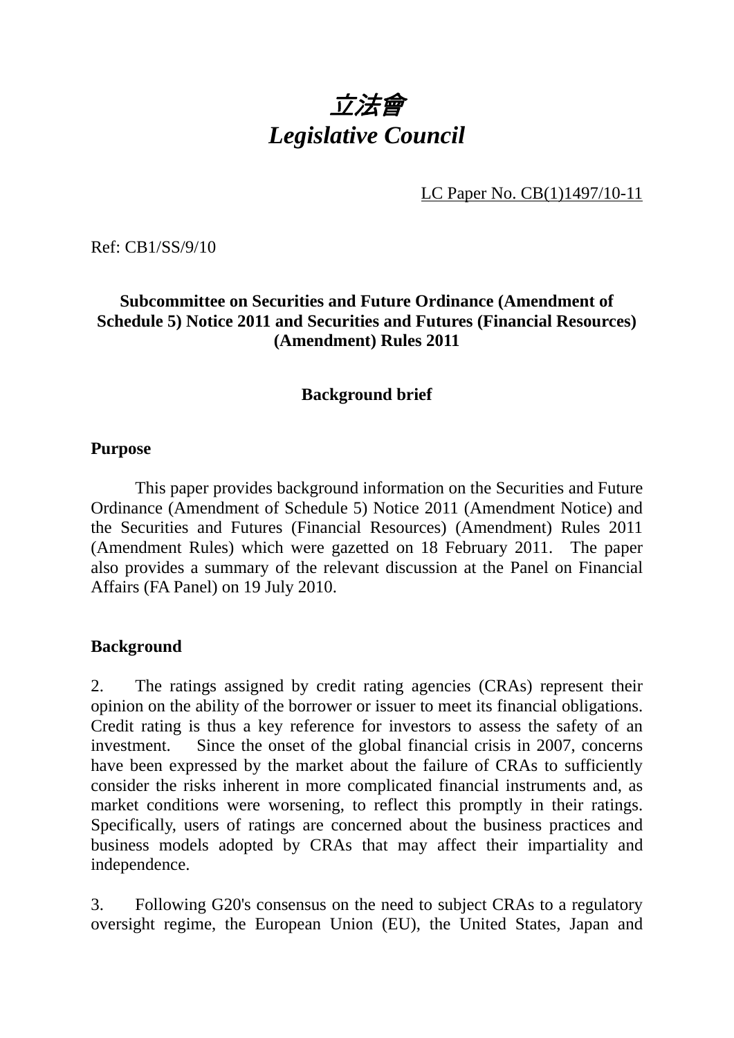# *立法會*
# *Legislative Council*

LC Paper No. CB(1)1497/10-11

Ref: CB1/SS/9/10

**Subcommittee on Securities and Future Ordinance (Amendment of Schedule 5) Notice 2011 and Securities and Futures (Financial Resources) (Amendment) Rules 2011**

**Background brief**

## Purpose

This paper provides background information on the Securities and Future Ordinance (Amendment of Schedule 5) Notice 2011 (Amendment Notice) and the Securities and Futures (Financial Resources) (Amendment) Rules 2011 (Amendment Rules) which were gazetted on 18 February 2011. The paper also provides a summary of the relevant discussion at the Panel on Financial Affairs (FA Panel) on 19 July 2010.

## Background

2. The ratings assigned by credit rating agencies (CRAs) represent their opinion on the ability of the borrower or issuer to meet its financial obligations. Credit rating is thus a key reference for investors to assess the safety of an investment. Since the onset of the global financial crisis in 2007, concerns have been expressed by the market about the failure of CRAs to sufficiently consider the risks inherent in more complicated financial instruments and, as market conditions were worsening, to reflect this promptly in their ratings. Specifically, users of ratings are concerned about the business practices and business models adopted by CRAs that may affect their impartiality and independence.

3. Following G20's consensus on the need to subject CRAs to a regulatory oversight regime, the European Union (EU), the United States, Japan and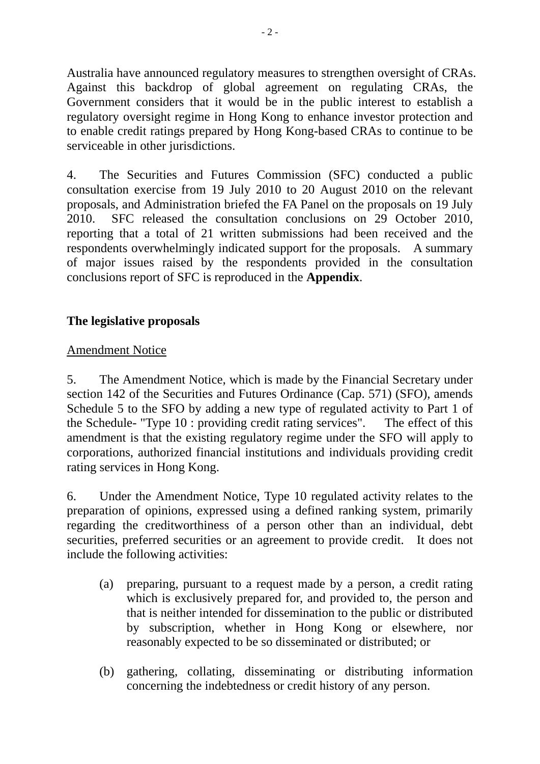Australia have announced regulatory measures to strengthen oversight of CRAs. Against this backdrop of global agreement on regulating CRAs, the Government considers that it would be in the public interest to establish a regulatory oversight regime in Hong Kong to enhance investor protection and to enable credit ratings prepared by Hong Kong-based CRAs to continue to be serviceable in other jurisdictions.

4. The Securities and Futures Commission (SFC) conducted a public consultation exercise from 19 July 2010 to 20 August 2010 on the relevant proposals, and Administration briefed the FA Panel on the proposals on 19 July 2010. SFC released the consultation conclusions on 29 October 2010, reporting that a total of 21 written submissions had been received and the respondents overwhelmingly indicated support for the proposals. A summary of major issues raised by the respondents provided in the consultation conclusions report of SFC is reproduced in the **Appendix**.

**The legislative proposals**

Amendment Notice

5. The Amendment Notice, which is made by the Financial Secretary under section 142 of the Securities and Futures Ordinance (Cap. 571) (SFO), amends Schedule 5 to the SFO by adding a new type of regulated activity to Part 1 of the Schedule- "Type 10 : providing credit rating services". The effect of this amendment is that the existing regulatory regime under the SFO will apply to corporations, authorized financial institutions and individuals providing credit rating services in Hong Kong.

6. Under the Amendment Notice, Type 10 regulated activity relates to the preparation of opinions, expressed using a defined ranking system, primarily regarding the creditworthiness of a person other than an individual, debt securities, preferred securities or an agreement to provide credit. It does not include the following activities:

(a) preparing, pursuant to a request made by a person, a credit rating which is exclusively prepared for, and provided to, the person and that is neither intended for dissemination to the public or distributed by subscription, whether in Hong Kong or elsewhere, nor reasonably expected to be so disseminated or distributed; or

(b) gathering, collating, disseminating or distributing information concerning the indebtedness or credit history of any person.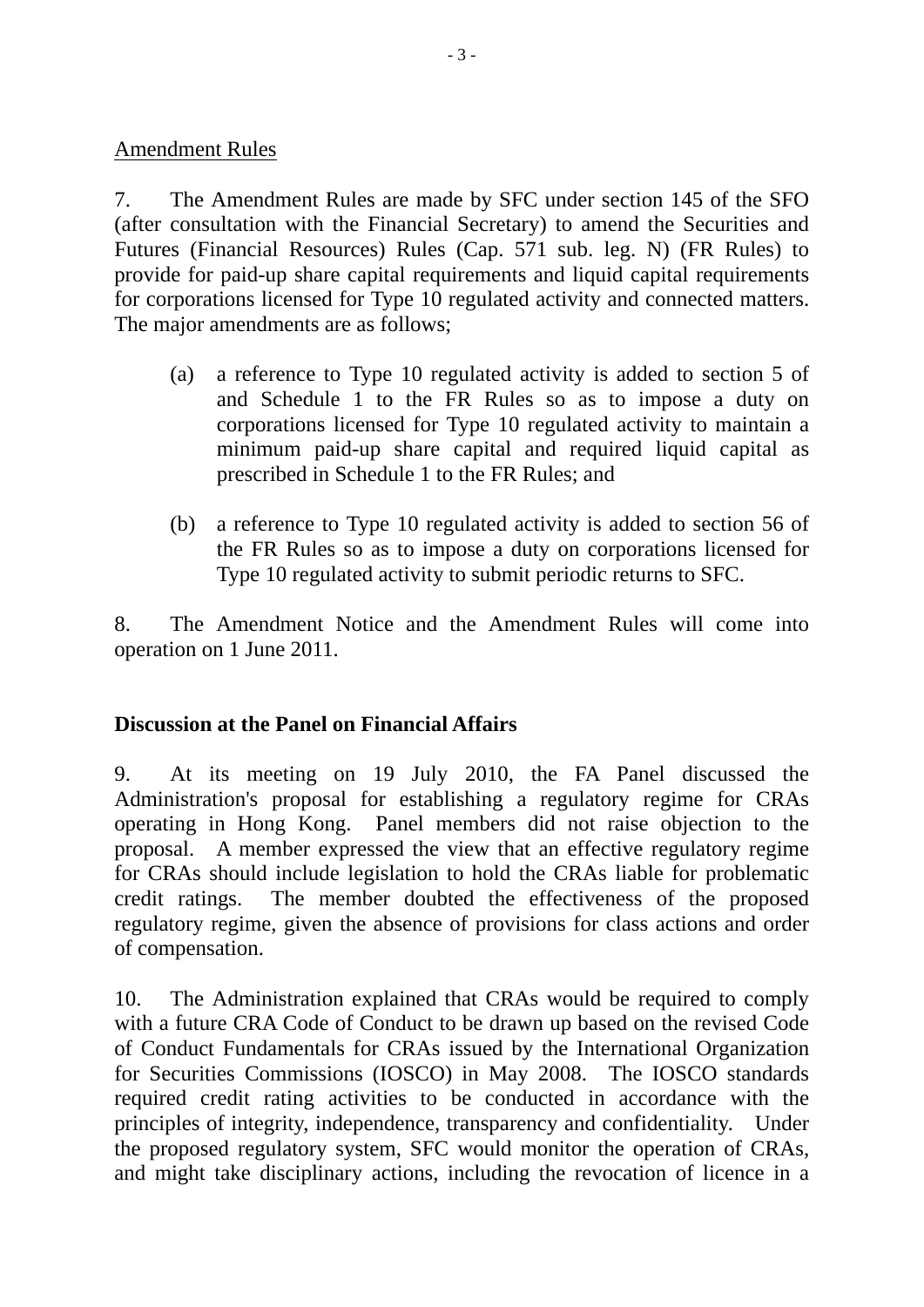Amendment Rules

7. The Amendment Rules are made by SFC under section 145 of the SFO (after consultation with the Financial Secretary) to amend the Securities and Futures (Financial Resources) Rules (Cap. 571 sub. leg. N) (FR Rules) to provide for paid-up share capital requirements and liquid capital requirements for corporations licensed for Type 10 regulated activity and connected matters. The major amendments are as follows;

(a) a reference to Type 10 regulated activity is added to section 5 of and Schedule 1 to the FR Rules so as to impose a duty on corporations licensed for Type 10 regulated activity to maintain a minimum paid-up share capital and required liquid capital as prescribed in Schedule 1 to the FR Rules; and

(b) a reference to Type 10 regulated activity is added to section 56 of the FR Rules so as to impose a duty on corporations licensed for Type 10 regulated activity to submit periodic returns to SFC.

8. The Amendment Notice and the Amendment Rules will come into operation on 1 June 2011.

## Discussion at the Panel on Financial Affairs

9. At its meeting on 19 July 2010, the FA Panel discussed the Administration's proposal for establishing a regulatory regime for CRAs operating in Hong Kong. Panel members did not raise objection to the proposal. A member expressed the view that an effective regulatory regime for CRAs should include legislation to hold the CRAs liable for problematic credit ratings. The member doubted the effectiveness of the proposed regulatory regime, given the absence of provisions for class actions and order of compensation.

10. The Administration explained that CRAs would be required to comply with a future CRA Code of Conduct to be drawn up based on the revised Code of Conduct Fundamentals for CRAs issued by the International Organization for Securities Commissions (IOSCO) in May 2008. The IOSCO standards required credit rating activities to be conducted in accordance with the principles of integrity, independence, transparency and confidentiality. Under the proposed regulatory system, SFC would monitor the operation of CRAs, and might take disciplinary actions, including the revocation of licence in a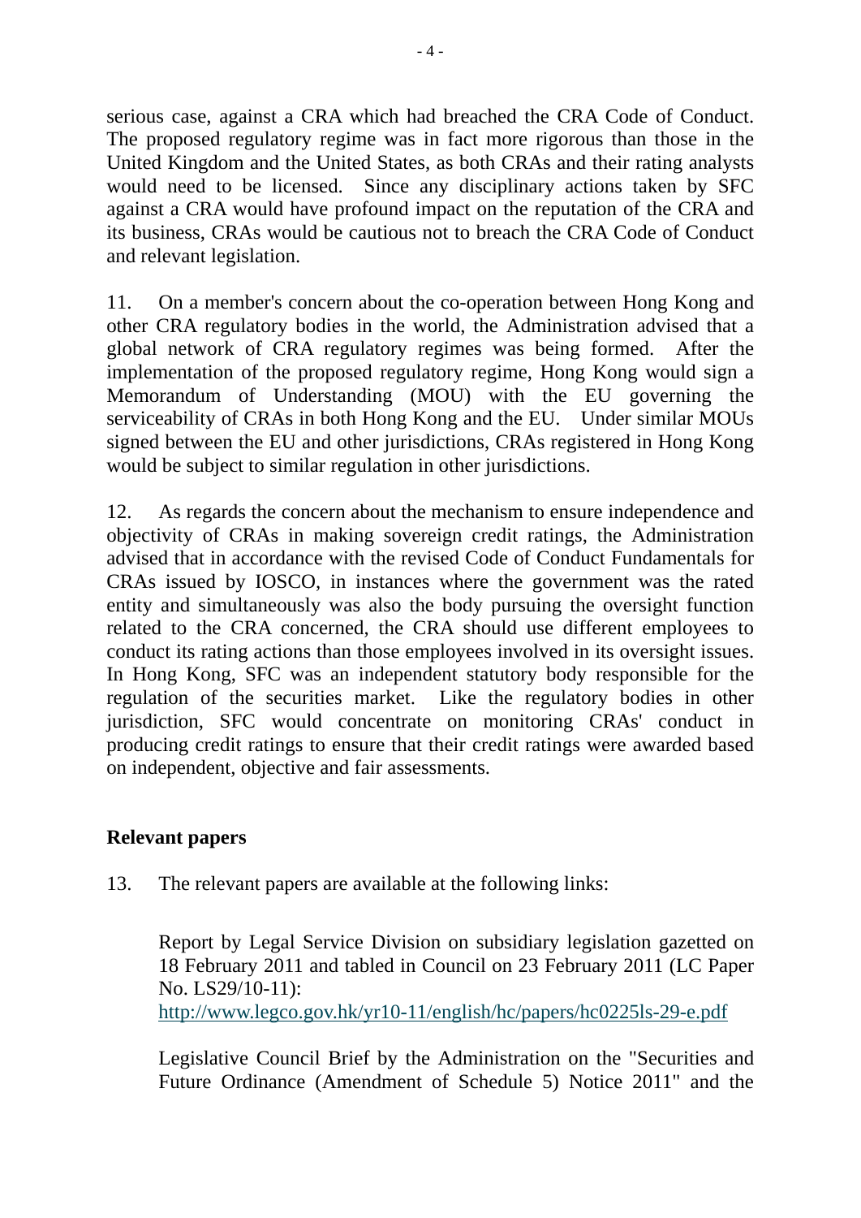serious case, against a CRA which had breached the CRA Code of Conduct. The proposed regulatory regime was in fact more rigorous than those in the United Kingdom and the United States, as both CRAs and their rating analysts would need to be licensed. Since any disciplinary actions taken by SFC against a CRA would have profound impact on the reputation of the CRA and its business, CRAs would be cautious not to breach the CRA Code of Conduct and relevant legislation.

11. On a member's concern about the co-operation between Hong Kong and other CRA regulatory bodies in the world, the Administration advised that a global network of CRA regulatory regimes was being formed. After the implementation of the proposed regulatory regime, Hong Kong would sign a Memorandum of Understanding (MOU) with the EU governing the serviceability of CRAs in both Hong Kong and the EU. Under similar MOUs signed between the EU and other jurisdictions, CRAs registered in Hong Kong would be subject to similar regulation in other jurisdictions.

12. As regards the concern about the mechanism to ensure independence and objectivity of CRAs in making sovereign credit ratings, the Administration advised that in accordance with the revised Code of Conduct Fundamentals for CRAs issued by IOSCO, in instances where the government was the rated entity and simultaneously was also the body pursuing the oversight function related to the CRA concerned, the CRA should use different employees to conduct its rating actions than those employees involved in its oversight issues. In Hong Kong, SFC was an independent statutory body responsible for the regulation of the securities market. Like the regulatory bodies in other jurisdiction, SFC would concentrate on monitoring CRAs' conduct in producing credit ratings to ensure that their credit ratings were awarded based on independent, objective and fair assessments.

**Relevant papers**

13. The relevant papers are available at the following links:

Report by Legal Service Division on subsidiary legislation gazetted on 18 February 2011 and tabled in Council on 23 February 2011 (LC Paper No. LS29/10-11):
http://www.legco.gov.hk/yr10-11/english/hc/papers/hc0225ls-29-e.pdf

Legislative Council Brief by the Administration on the "Securities and Future Ordinance (Amendment of Schedule 5) Notice 2011" and the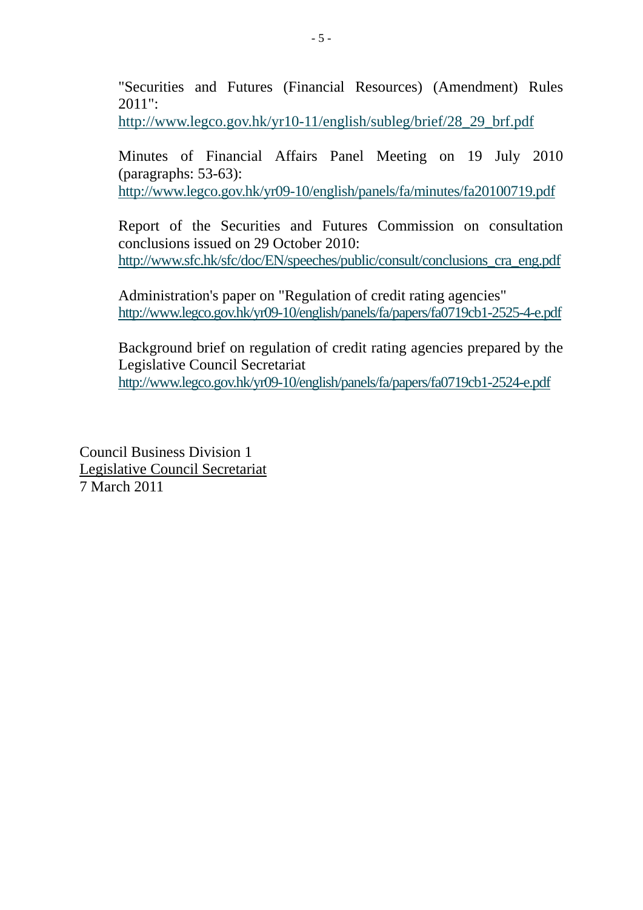"Securities and Futures (Financial Resources) (Amendment) Rules 2011":
http://www.legco.gov.hk/yr10-11/english/subleg/brief/28_29_brf.pdf

Minutes of Financial Affairs Panel Meeting on 19 July 2010 (paragraphs: 53-63):
http://www.legco.gov.hk/yr09-10/english/panels/fa/minutes/fa20100719.pdf

Report of the Securities and Futures Commission on consultation conclusions issued on 29 October 2010:
http://www.sfc.hk/sfc/doc/EN/speeches/public/consult/conclusions_cra_eng.pdf

Administration's paper on "Regulation of credit rating agencies"
http://www.legco.gov.hk/yr09-10/english/panels/fa/papers/fa0719cb1-2525-4-e.pdf

Background brief on regulation of credit rating agencies prepared by the Legislative Council Secretariat
http://www.legco.gov.hk/yr09-10/english/panels/fa/papers/fa0719cb1-2524-e.pdf

Council Business Division 1
Legislative Council Secretariat
7 March 2011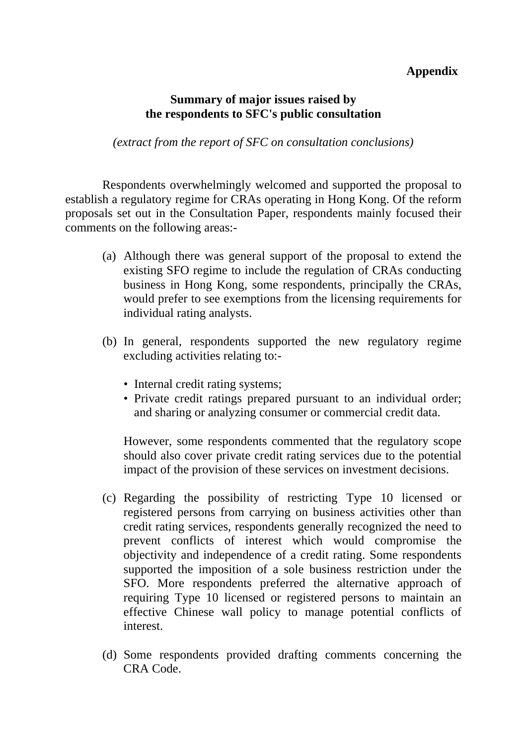**Appendix**

## Summary of major issues raised by the respondents to SFC's public consultation

*(extract from the report of SFC on consultation conclusions)*

Respondents overwhelmingly welcomed and supported the proposal to establish a regulatory regime for CRAs operating in Hong Kong. Of the reform proposals set out in the Consultation Paper, respondents mainly focused their comments on the following areas:-

(a) Although there was general support of the proposal to extend the existing SFO regime to include the regulation of CRAs conducting business in Hong Kong, some respondents, principally the CRAs, would prefer to see exemptions from the licensing requirements for individual rating analysts.

(b) In general, respondents supported the new regulatory regime excluding activities relating to:-

- Internal credit rating systems;
- Private credit ratings prepared pursuant to an individual order; and sharing or analyzing consumer or commercial credit data.

However, some respondents commented that the regulatory scope should also cover private credit rating services due to the potential impact of the provision of these services on investment decisions.

(c) Regarding the possibility of restricting Type 10 licensed or registered persons from carrying on business activities other than credit rating services, respondents generally recognized the need to prevent conflicts of interest which would compromise the objectivity and independence of a credit rating. Some respondents supported the imposition of a sole business restriction under the SFO. More respondents preferred the alternative approach of requiring Type 10 licensed or registered persons to maintain an effective Chinese wall policy to manage potential conflicts of interest.

(d) Some respondents provided drafting comments concerning the CRA Code.